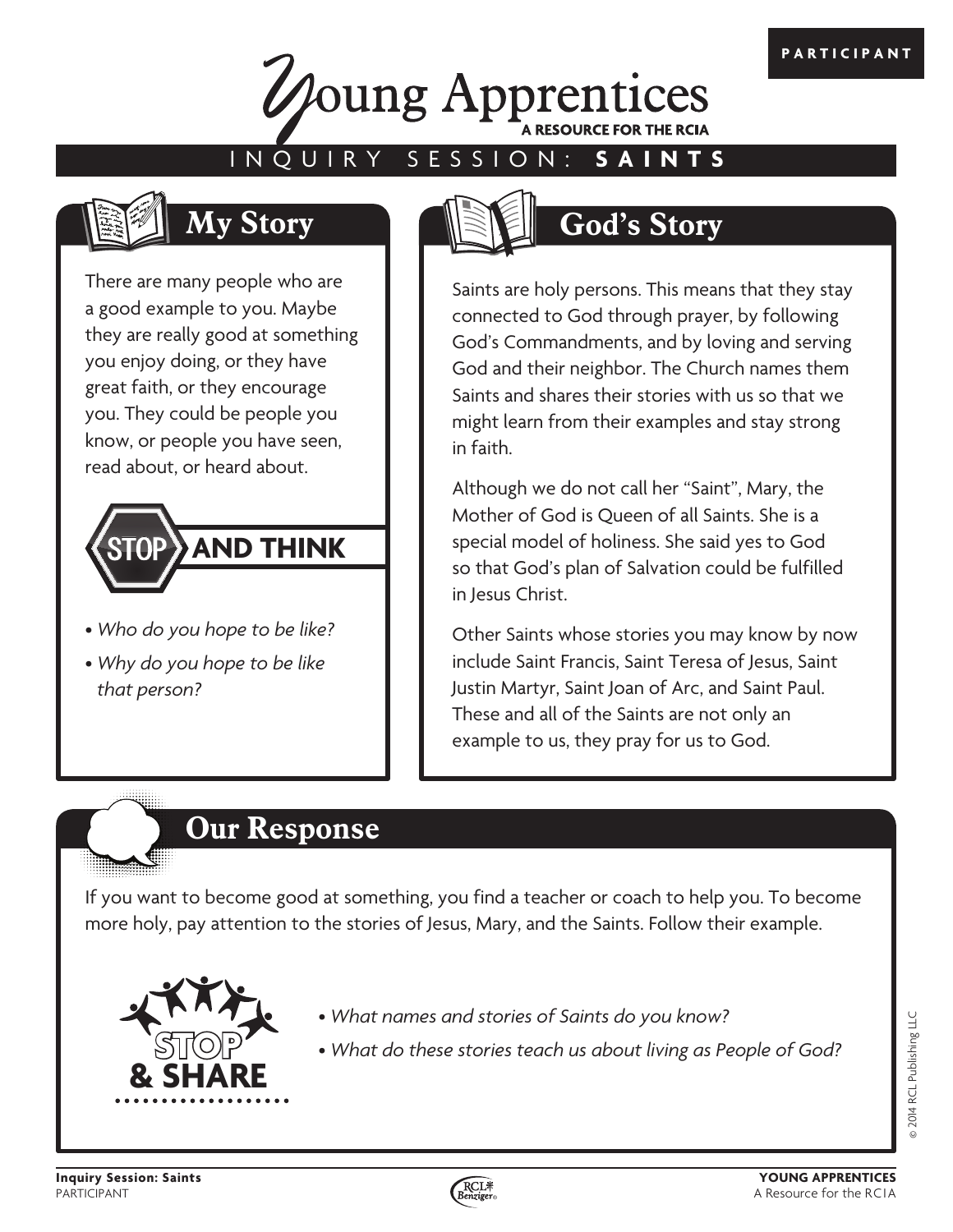PARTICIPANT

# Young Apprentices

A RESOURCE FOR THE RCIA

## INQUIRY SESSION: **SAINTS**

## My Story

There are many people who are a good example to you. Maybe they are really good at something you enjoy doing, or they have great faith, or they encourage you. They could be people you know, or people you have seen, read about, or heard about.

### STOP AND THINK

- *Who do you hope to be like?*
- *Why do you hope to be like that person?*

## God's Story

Saints are holy persons. This means that they stay connected to God through prayer, by following God's Commandments, and by loving and serving God and their neighbor. The Church names them Saints and shares their stories with us so that we might learn from their examples and stay strong in faith.

Although we do not call her "Saint", Mary, the Mother of God is Queen of all Saints. She is a special model of holiness. She said yes to God so that God's plan of Salvation could be fulfilled in Jesus Christ.

Other Saints whose stories you may know by now include Saint Francis, Saint Teresa of Jesus, Saint Justin Martyr, Saint Joan of Arc, and Saint Paul. These and all of the Saints are not only an example to us, they pray for us to God.

## Our Response

If you want to become good at something, you find a teacher or coach to help you. To become more holy, pay attention to the stories of Jesus, Mary, and the Saints. Follow their example.

### STOP & SHARE

- *What names and stories of Saints do you know?*
- *What do these stories teach us about living as People of God?*

© 2014 RCL Publishing LLC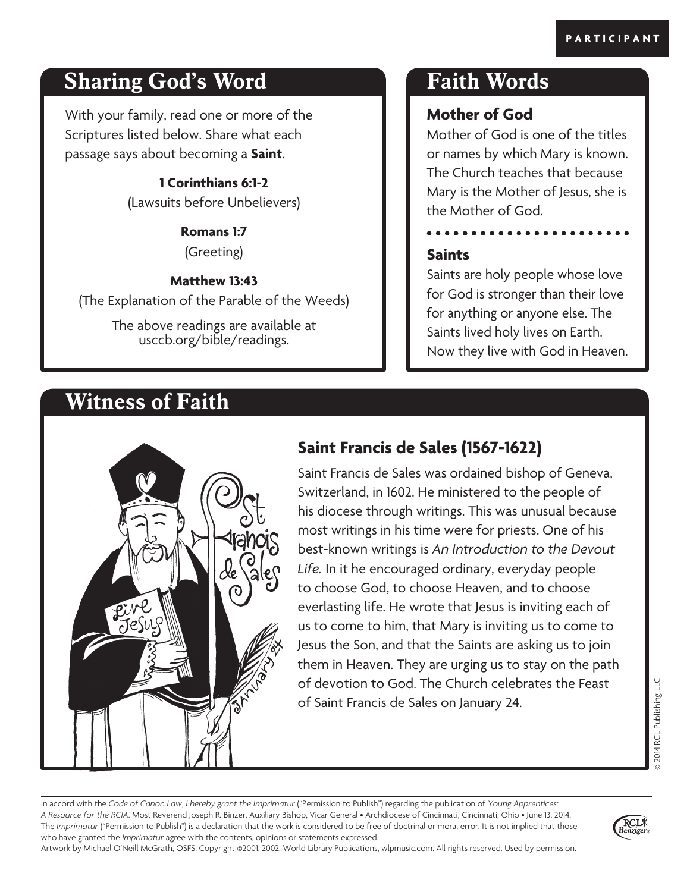PARTICIPANT

## Sharing God's Word

With your family, read one or more of the Scriptures listed below. Share what each passage says about becoming a **Saint**.

**1 Corinthians 6:1-2**
(Lawsuits before Unbelievers)

**Romans 1:7**
(Greeting)

**Matthew 13:43**
(The Explanation of the Parable of the Weeds)

The above readings are available at usccb.org/bible/readings.

## Faith Words

### Mother of God

Mother of God is one of the titles or names by which Mary is known. The Church teaches that because Mary is the Mother of Jesus, she is the Mother of God.

### Saints

Saints are holy people whose love for God is stronger than their love for anything or anyone else. The Saints lived holy lives on Earth. Now they live with God in Heaven.

## Witness of Faith

### Saint Francis de Sales (1567-1622)

Saint Francis de Sales was ordained bishop of Geneva, Switzerland, in 1602. He ministered to the people of his diocese through writings. This was unusual because most writings in his time were for priests. One of his best-known writings is *An Introduction to the Devout Life.* In it he encouraged ordinary, everyday people to choose God, to choose Heaven, and to choose everlasting life. He wrote that Jesus is inviting each of us to come to him, that Mary is inviting us to come to Jesus the Son, and that the Saints are asking us to join them in Heaven. They are urging us to stay on the path of devotion to God. The Church celebrates the Feast of Saint Francis de Sales on January 24.

© 2014 RCL Publishing LLC

In accord with the *Code of Canon Law*, *I hereby grant the Imprimatur* ("Permission to Publish") regarding the publication of *Young Apprentices: A Resource for the RCIA*. Most Reverend Joseph R. Binzer, Auxiliary Bishop, Vicar General • Archdiocese of Cincinnati, Cincinnati, Ohio • June 13, 2014. The *Imprimatur* ("Permission to Publish") is a declaration that the work is considered to be free of doctrinal or moral error. It is not implied that those who have granted the *Imprimatur* agree with the contents, opinions or statements expressed.
Artwork by Michael O'Neill McGrath, OSFS. Copyright ©2001, 2002, World Library Publications, wlpmusic.com. All rights reserved. Used by permission.